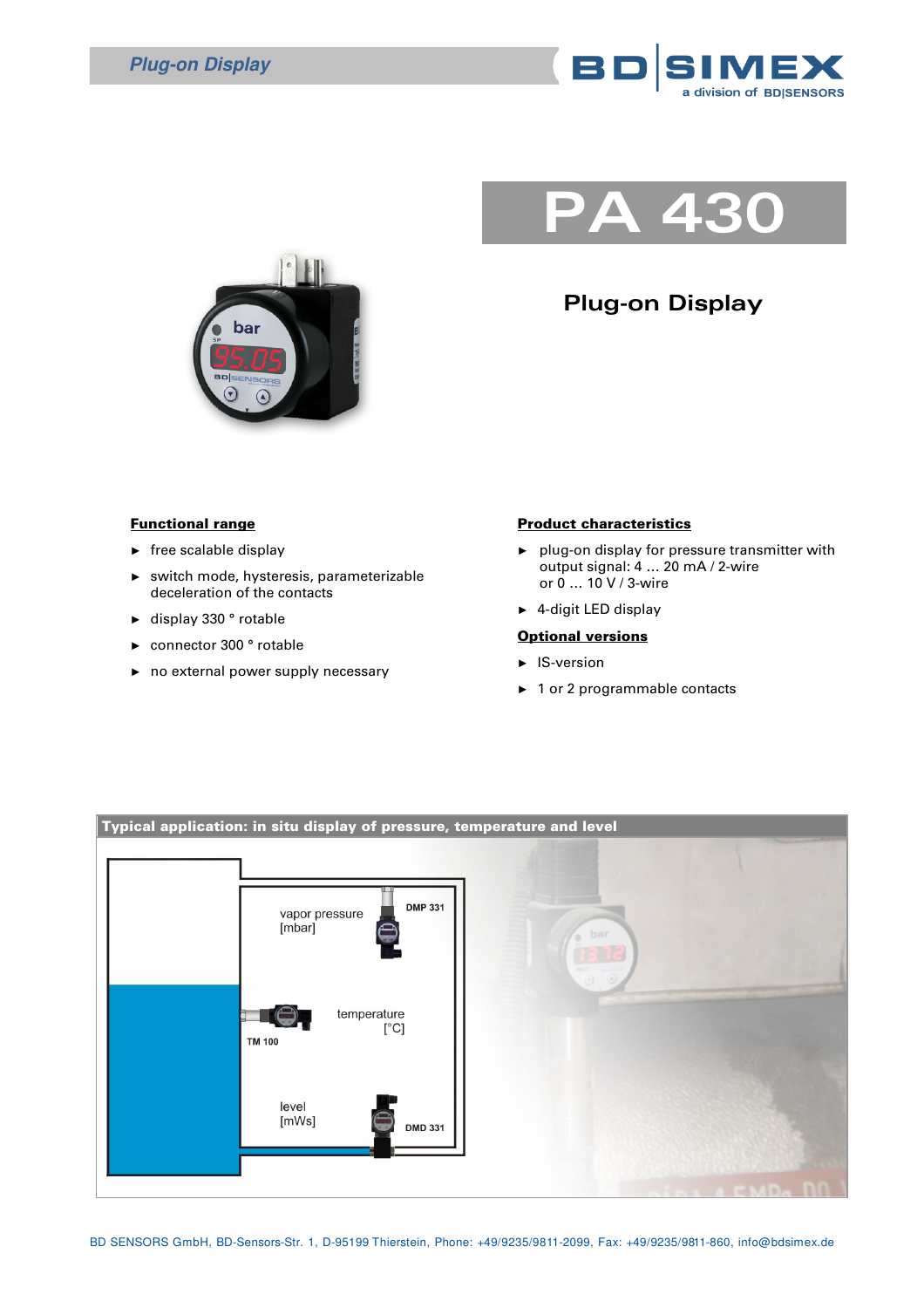# PA 430

## Plug-on Display

### Functional range

- free scalable display
- switch mode, hysteresis, parameterizable deceleration of the contacts
- display 330 ° rotable
- connector 300 ° rotable
- no external power supply necessary

### Product characteristics

- plug-on display for pressure transmitter with output signal: 4 ... 20 mA / 2-wire or 0 ... 10 V / 3-wire
- 4-digit LED display

### Optional versions

- IS-version
- 1 or 2 programmable contacts

**Typical application: in situ display of pressure, temperature and level**

vapor pressure [mbar] — DMP 331

temperature [°C] — TM 100

level [mWs] — DMD 331

BD SENSORS GmbH, BD-Sensors-Str. 1, D-95199 Thierstein, Phone: +49/9235/9811-2099, Fax: +49/9235/9811-860, info@bdsimex.de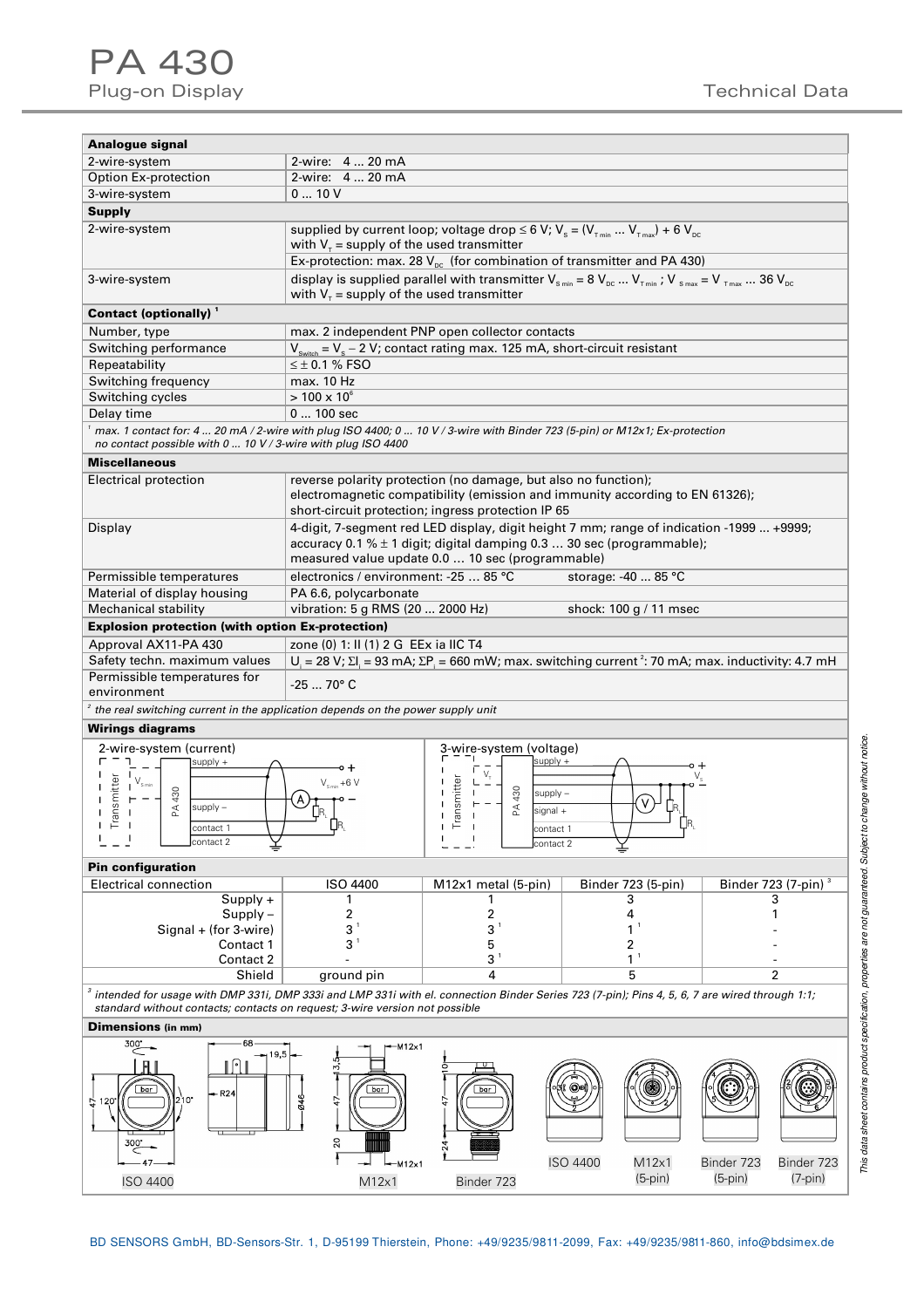# PA 430

Plug-on Display

Technical Data

| | |
|---|---|
| **Analogue signal** | |
| 2-wire-system | 2-wire: 4 ... 20 mA |
| Option Ex-protection | 2-wire: 4 ... 20 mA |
| 3-wire-system | 0 ... 10 V |
| **Supply** | |
| 2-wire-system | supplied by current loop; voltage drop ≤ 6 V; $V_S = (V_{T\,min} \ldots V_{T\,max}) + 6\ V_{DC}$ with $V_T$ = supply of the used transmitter |
| | Ex-protection: max. 28 $V_{DC}$ (for combination of transmitter and PA 430) |
| 3-wire-system | display is supplied parallel with transmitter $V_{S\,min} = 8\ V_{DC} \ldots V_{T\,min}$ ; $V_{S\,max} = V_{T\,max} \ldots 36\ V_{DC}$ with $V_T$ = supply of the used transmitter |
| **Contact (optionally)** [1] | |
| Number, type | max. 2 independent PNP open collector contacts |
| Switching performance | $V_{Switch} = V_S - 2$ V; contact rating max. 125 mA, short-circuit resistant |
| Repeatability | ≤ ± 0.1 % FSO |
| Switching frequency | max. 10 Hz |
| Switching cycles | > 100 x $10^6$ |
| Delay time | 0 ... 100 sec |

*[1] max. 1 contact for: 4 ... 20 mA / 2-wire with plug ISO 4400; 0 ... 10 V / 3-wire with Binder 723 (5-pin) or M12x1; Ex-protection no contact possible with 0 ... 10 V / 3-wire with plug ISO 4400*

| | |
|---|---|
| **Miscellaneous** | |
| Electrical protection | reverse polarity protection (no damage, but also no function); electromagnetic compatibility (emission and immunity according to EN 61326); short-circuit protection; ingress protection IP 65 |
| Display | 4-digit, 7-segment red LED display, digit height 7 mm; range of indication -1999 ... +9999; accuracy 0.1 % ± 1 digit; digital damping 0.3 ... 30 sec (programmable); measured value update 0.0 ... 10 sec (programmable) |
| Permissible temperatures | electronics / environment: -25 ... 85 °C storage: -40 ... 85 °C |
| Material of display housing | PA 6.6, polycarbonate |
| Mechanical stability | vibration: 5 g RMS (20 ... 2000 Hz) shock: 100 g / 11 msec |
| **Explosion protection (with option Ex-protection)** | |
| Approval AX11-PA 430 | zone (0) 1: II (1) 2 G EEx ia IIC T4 |
| Safety techn. maximum values | $U_i$ = 28 V; $\Sigma I_i$ = 93 mA; $\Sigma P_i$ = 660 mW; max. switching current [2]: 70 mA; max. inductivity: 4.7 mH |
| Permissible temperatures for environment | -25 ... 70° C |

*[2] the real switching current in the application depends on the power supply unit*

**Wirings diagrams**

2-wire-system (current)

Transmitter, PA 430, $V_{S\,min}$, supply +, supply –, contact 1, contact 2, $V_{S\,min}$ +6 V, A, $R_L$, $R_L$, +, –

3-wire-system (voltage)

Transmitter, PA 430, $V_T$, supply +, supply –, signal +, contact 1, contact 2, V, $R_L$, $R_L$, $V_S$, +, –

**Pin configuration**

| Electrical connection | ISO 4400 | M12x1 metal (5-pin) | Binder 723 (5-pin) | Binder 723 (7-pin) [3] |
|---|---|---|---|---|
| Supply + | 1 | 1 | 3 | 3 |
| Supply – | 2 | 2 | 4 | 1 |
| Signal + (for 3-wire) | 3 [1] | 3 [1] | 1 [1] | - |
| Contact 1 | 3 [1] | 5 | 2 | - |
| Contact 2 | - | 3 [1] | 1 [1] | - |
| Shield | ground pin | 4 | 5 | 2 |

*[3] intended for usage with DMP 331i, DMP 333i and LMP 331i with el. connection Binder Series 723 (7-pin); Pins 4, 5, 6, 7 are wired through 1:1; standard without contacts; contacts on request; 3-wire version not possible*

**Dimensions** (in mm)

300°, 120°, 210°, 300°, 47, 47, 68, 19,5, R24, Ø46, 13,5, 47, 20, M12x1, M12x1, 10, 47, 24

ISO 4400 — M12x1 — Binder 723 — ISO 4400 — M12x1 (5-pin) — Binder 723 (5-pin) — Binder 723 (7-pin)

*This data sheet contains product specification, properties are not guaranteed. Subject to change without notice.*

BD SENSORS GmbH, BD-Sensors-Str. 1, D-95199 Thierstein, Phone: +49/9235/9811-2099, Fax: +49/9235/9811-860, info@bdsimex.de